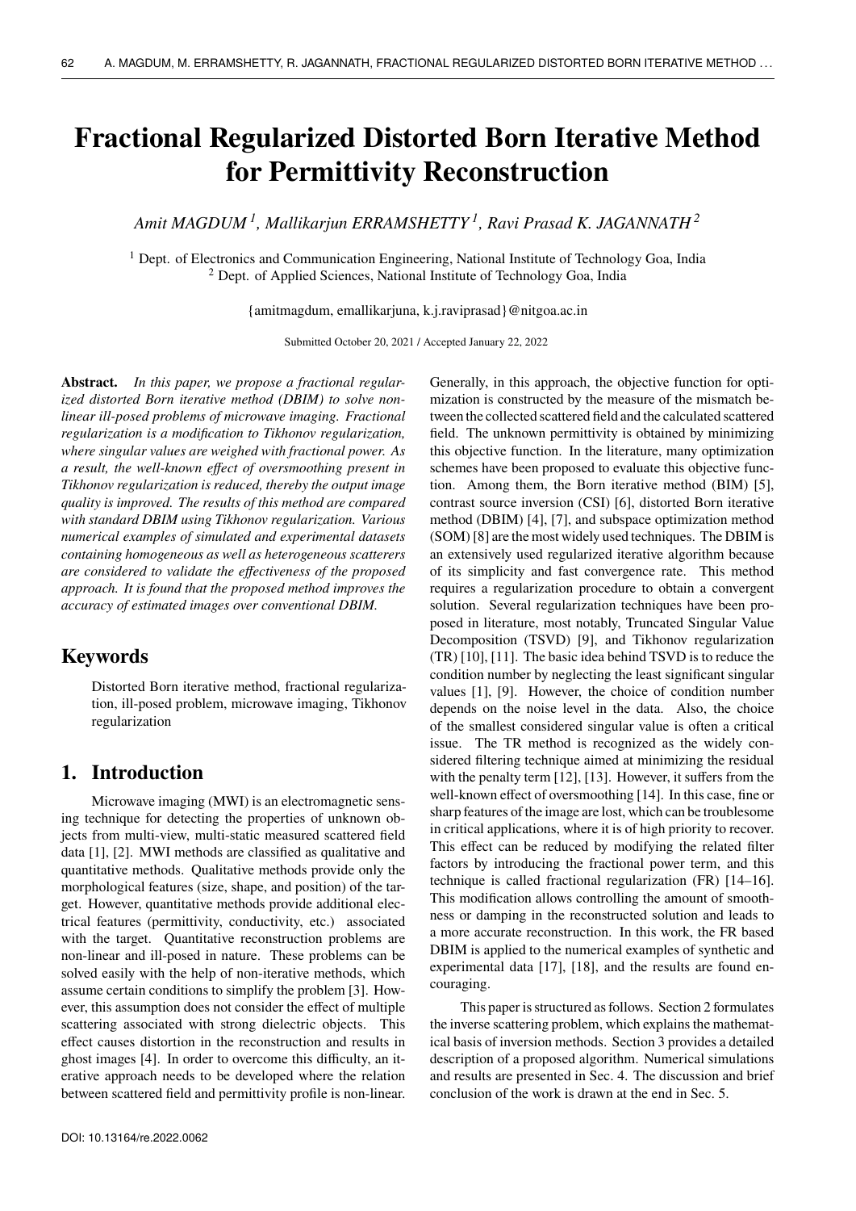# Fractional Regularized Distorted Born Iterative Method for Permittivity Reconstruction

*Amit MAGDUM [1], Mallikarjun ERRAMSHETTY [1], Ravi Prasad K. JAGANNATH [2]*

[1] Dept. of Electronics and Communication Engineering, National Institute of Technology Goa, India
[2] Dept. of Applied Sciences, National Institute of Technology Goa, India

{amitmagdum, emallikarjuna, k.j.raviprasad}@nitgoa.ac.in

Submitted October 20, 2021 / Accepted January 22, 2022

**Abstract.** *In this paper, we propose a fractional regularized distorted Born iterative method (DBIM) to solve nonlinear ill-posed problems of microwave imaging. Fractional regularization is a modification to Tikhonov regularization, where singular values are weighed with fractional power. As a result, the well-known effect of oversmoothing present in Tikhonov regularization is reduced, thereby the output image quality is improved. The results of this method are compared with standard DBIM using Tikhonov regularization. Various numerical examples of simulated and experimental datasets containing homogeneous as well as heterogeneous scatterers are considered to validate the effectiveness of the proposed approach. It is found that the proposed method improves the accuracy of estimated images over conventional DBIM.*

## Keywords

Distorted Born iterative method, fractional regularization, ill-posed problem, microwave imaging, Tikhonov regularization

## 1. Introduction

Microwave imaging (MWI) is an electromagnetic sensing technique for detecting the properties of unknown objects from multi-view, multi-static measured scattered field data [1], [2]. MWI methods are classified as qualitative and quantitative methods. Qualitative methods provide only the morphological features (size, shape, and position) of the target. However, quantitative methods provide additional electrical features (permittivity, conductivity, etc.) associated with the target. Quantitative reconstruction problems are non-linear and ill-posed in nature. These problems can be solved easily with the help of non-iterative methods, which assume certain conditions to simplify the problem [3]. However, this assumption does not consider the effect of multiple scattering associated with strong dielectric objects. This effect causes distortion in the reconstruction and results in ghost images [4]. In order to overcome this difficulty, an iterative approach needs to be developed where the relation between scattered field and permittivity profile is non-linear. Generally, in this approach, the objective function for optimization is constructed by the measure of the mismatch between the collected scattered field and the calculated scattered field. The unknown permittivity is obtained by minimizing this objective function. In the literature, many optimization schemes have been proposed to evaluate this objective function. Among them, the Born iterative method (BIM) [5], contrast source inversion (CSI) [6], distorted Born iterative method (DBIM) [4], [7], and subspace optimization method (SOM) [8] are the most widely used techniques. The DBIM is an extensively used regularized iterative algorithm because of its simplicity and fast convergence rate. This method requires a regularization procedure to obtain a convergent solution. Several regularization techniques have been proposed in literature, most notably, Truncated Singular Value Decomposition (TSVD) [9], and Tikhonov regularization (TR) [10], [11]. The basic idea behind TSVD is to reduce the condition number by neglecting the least significant singular values [1], [9]. However, the choice of condition number depends on the noise level in the data. Also, the choice of the smallest considered singular value is often a critical issue. The TR method is recognized as the widely considered filtering technique aimed at minimizing the residual with the penalty term [12], [13]. However, it suffers from the well-known effect of oversmoothing [14]. In this case, fine or sharp features of the image are lost, which can be troublesome in critical applications, where it is of high priority to recover. This effect can be reduced by modifying the related filter factors by introducing the fractional power term, and this technique is called fractional regularization (FR) [14–16]. This modification allows controlling the amount of smoothness or damping in the reconstructed solution and leads to a more accurate reconstruction. In this work, the FR based DBIM is applied to the numerical examples of synthetic and experimental data [17], [18], and the results are found encouraging.

This paper is structured as follows. Section 2 formulates the inverse scattering problem, which explains the mathematical basis of inversion methods. Section 3 provides a detailed description of a proposed algorithm. Numerical simulations and results are presented in Sec. 4. The discussion and brief conclusion of the work is drawn at the end in Sec. 5.

DOI: 10.13164/re.2022.0062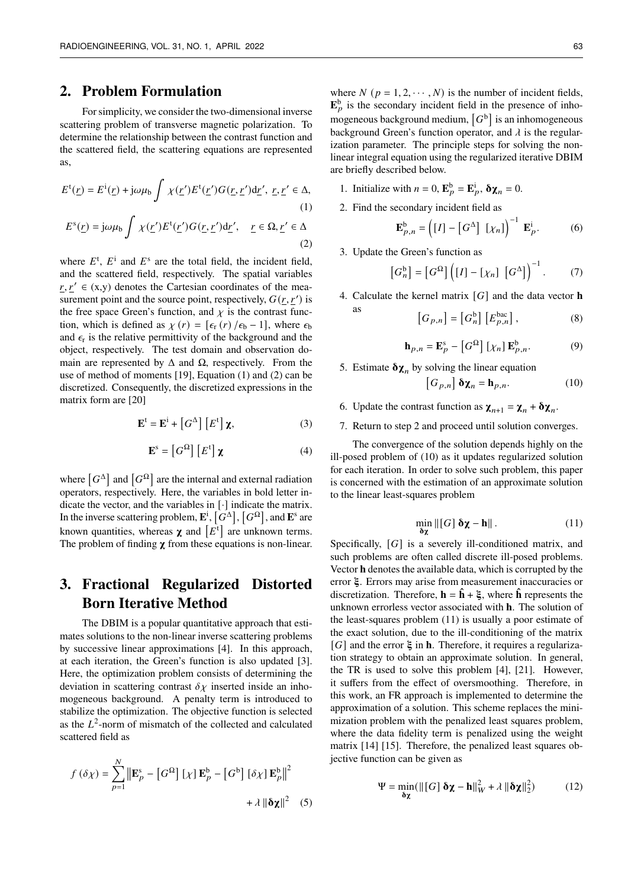## 2. Problem Formulation

For simplicity, we consider the two-dimensional inverse scattering problem of transverse magnetic polarization. To determine the relationship between the contrast function and the scattered field, the scattering equations are represented as,

$$E^{\mathrm{t}}(\underline{r}) = E^{\mathrm{i}}(\underline{r}) + \mathrm{j}\omega\mu_{\mathrm{b}} \int \chi(\underline{r}')E^{\mathrm{t}}(\underline{r}')G(\underline{r},\underline{r}')\mathrm{d}\underline{r}',\ \ \underline{r},\underline{r}' \in \Delta, \tag{1}$$

$$E^{\mathrm{s}}(\underline{r}) = \mathrm{j}\omega\mu_{\mathrm{b}} \int \chi(\underline{r}')E^{\mathrm{t}}(\underline{r}')G(\underline{r},\underline{r}')\mathrm{d}\underline{r}', \quad \underline{r} \in \Omega, \underline{r}' \in \Delta \tag{2}$$

where $E^{\mathrm{t}}$, $E^{\mathrm{i}}$ and $E^{\mathrm{s}}$ are the total field, the incident field, and the scattered field, respectively. The spatial variables $\underline{r}, \underline{r}' \in$ (x,y) denotes the Cartesian coordinates of the measurement point and the source point, respectively, $G(\underline{r},\underline{r}')$ is the free space Green's function, and $\chi$ is the contrast function, which is defined as $\chi(r) = [\epsilon_{\mathrm{r}}(r)/\epsilon_{\mathrm{b}} - 1]$, where $\epsilon_{\mathrm{b}}$ and $\epsilon_{\mathrm{r}}$ is the relative permittivity of the background and the object, respectively. The test domain and observation domain are represented by $\Delta$ and $\Omega$, respectively. From the use of method of moments [19], Equation (1) and (2) can be discretized. Consequently, the discretized expressions in the matrix form are [20]

$$\mathbf{E}^{\mathrm{t}} = \mathbf{E}^{\mathrm{i}} + \left[G^{\Delta}\right]\left[E^{\mathrm{t}}\right]\boldsymbol{\chi}, \tag{3}$$

$$\mathbf{E}^{\mathrm{s}} = \left[G^{\Omega}\right]\left[E^{\mathrm{t}}\right]\boldsymbol{\chi} \tag{4}$$

where $\left[G^{\Delta}\right]$ and $\left[G^{\Omega}\right]$ are the internal and external radiation operators, respectively. Here, the variables in bold letter indicate the vector, and the variables in $[\cdot]$ indicate the matrix. In the inverse scattering problem, $\mathbf{E}^{\mathrm{i}}$, $\left[G^{\Delta}\right]$, $\left[G^{\Omega}\right]$, and $\mathbf{E}^{\mathrm{s}}$ are known quantities, whereas $\boldsymbol{\chi}$ and $\left[E^{\mathrm{t}}\right]$ are unknown terms. The problem of finding $\boldsymbol{\chi}$ from these equations is non-linear.

## 3. Fractional Regularized Distorted Born Iterative Method

The DBIM is a popular quantitative approach that estimates solutions to the non-linear inverse scattering problems by successive linear approximations [4]. In this approach, at each iteration, the Green's function is also updated [3]. Here, the optimization problem consists of determining the deviation in scattering contrast $\delta\chi$ inserted inside an inhomogeneous background. A penalty term is introduced to stabilize the optimization. The objective function is selected as the $L^2$-norm of mismatch of the collected and calculated scattered field as

$$f(\delta\chi) = \sum_{p=1}^{N}\left\|\mathbf{E}_p^{\mathrm{s}} - \left[G^{\Omega}\right][\chi]\,\mathbf{E}_p^{\mathrm{b}} - \left[G^{\mathrm{b}}\right][\delta\chi]\,\mathbf{E}_p^{\mathrm{b}}\right\|^2 + \lambda\left\|\boldsymbol{\delta\chi}\right\|^2 \tag{5}$$

where $N$ $(p = 1, 2, \cdots, N)$ is the number of incident fields, $\mathbf{E}_p^{\mathrm{b}}$ is the secondary incident field in the presence of inhomogeneous background medium, $\left[G^{\mathrm{b}}\right]$ is an inhomogeneous background Green's function operator, and $\lambda$ is the regularization parameter. The principle steps for solving the non-linear integral equation using the regularized iterative DBIM are briefly described below.

1. Initialize with $n = 0$, $\mathbf{E}_p^{\mathrm{b}} = \mathbf{E}_p^{\mathrm{i}}$, $\boldsymbol{\delta\chi}_n = 0$.
2. Find the secondary incident field as
$$\mathbf{E}_{p,n}^{\mathrm{b}} = \left([I] - \left[G^{\Delta}\right]\,[\chi_n]\right)^{-1}\,\mathbf{E}_p^{\mathrm{i}}. \tag{6}$$
3. Update the Green's function as
$$\left[G_n^{\mathrm{b}}\right] = \left[G^{\Omega}\right]\left([I] - [\chi_n]\,\left[G^{\Delta}\right]\right)^{-1}. \tag{7}$$
4. Calculate the kernel matrix $[G]$ and the data vector $\mathbf{h}$ as
$$\left[G_{p,n}\right] = \left[G_n^{\mathrm{b}}\right]\left[E_{p,n}^{\mathrm{bac}}\right], \tag{8}$$
$$\mathbf{h}_{p,n} = \mathbf{E}_p^{\mathrm{s}} - \left[G^{\Omega}\right][\chi_n]\,\mathbf{E}_{p,n}^{\mathrm{b}}. \tag{9}$$
5. Estimate $\boldsymbol{\delta\chi}_n$ by solving the linear equation
$$\left[G_{p,n}\right]\boldsymbol{\delta\chi}_n = \mathbf{h}_{p,n}. \tag{10}$$
6. Update the contrast function as $\boldsymbol{\chi}_{n+1} = \boldsymbol{\chi}_n + \boldsymbol{\delta\chi}_n$.
7. Return to step 2 and proceed until solution converges.

The convergence of the solution depends highly on the ill-posed problem of (10) as it updates regularized solution for each iteration. In order to solve such problem, this paper is concerned with the estimation of an approximate solution to the linear least-squares problem

$$\min_{\boldsymbol{\delta\chi}}\left\|[G]\,\boldsymbol{\delta\chi} - \mathbf{h}\right\|. \tag{11}$$

Specifically, $[G]$ is a severely ill-conditioned matrix, and such problems are often called discrete ill-posed problems. Vector $\mathbf{h}$ denotes the available data, which is corrupted by the error $\boldsymbol{\xi}$. Errors may arise from measurement inaccuracies or discretization. Therefore, $\mathbf{h} = \hat{\mathbf{h}} + \boldsymbol{\xi}$, where $\hat{\mathbf{h}}$ represents the unknown errorless vector associated with $\mathbf{h}$. The solution of the least-squares problem (11) is usually a poor estimate of the exact solution, due to the ill-conditioning of the matrix $[G]$ and the error $\boldsymbol{\xi}$ in $\mathbf{h}$. Therefore, it requires a regularization strategy to obtain an approximate solution. In general, the TR is used to solve this problem [4], [21]. However, it suffers from the effect of oversmoothing. Therefore, in this work, an FR approach is implemented to determine the approximation of a solution. This scheme replaces the minimization problem with the penalized least squares problem, where the data fidelity term is penalized using the weight matrix [14] [15]. Therefore, the penalized least squares objective function can be given as

$$\Psi = \min_{\boldsymbol{\delta\chi}}(\left\|[G]\,\boldsymbol{\delta\chi} - \mathbf{h}\right\|_W^2 + \lambda\left\|\boldsymbol{\delta\chi}\right\|_2^2) \tag{12}$$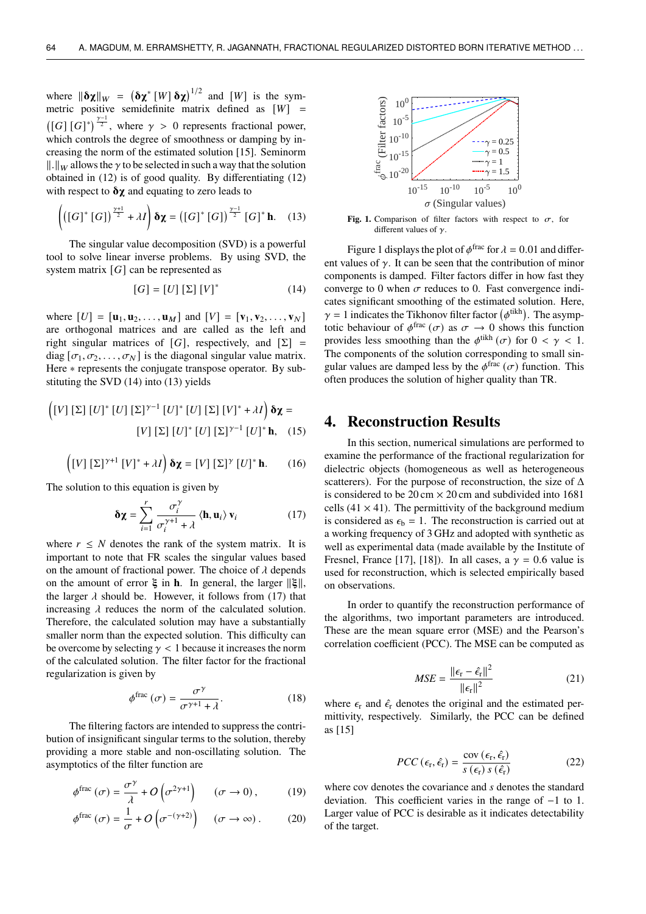where $\|\boldsymbol{\delta\chi}\|_W = \left(\boldsymbol{\delta\chi}^* [W] \boldsymbol{\delta\chi}\right)^{1/2}$ and $[W]$ is the symmetric positive semidefinite matrix defined as $[W] = \left([G][G]^*\right)^{\frac{\gamma-1}{2}}$, where $\gamma > 0$ represents fractional power, which controls the degree of smoothness or damping by increasing the norm of the estimated solution [15]. Seminorm $\|.\|_W$ allows the $\gamma$ to be selected in such a way that the solution obtained in (12) is of good quality. By differentiating (12) with respect to $\boldsymbol{\delta\chi}$ and equating to zero leads to

$$\left(\left([G]^*[G]\right)^{\frac{\gamma+1}{2}} + \lambda I\right) \boldsymbol{\delta\chi} = \left([G]^*[G]\right)^{\frac{\gamma-1}{2}} [G]^* \mathbf{h}. \quad (13)$$

The singular value decomposition (SVD) is a powerful tool to solve linear inverse problems. By using SVD, the system matrix $[G]$ can be represented as

$$[G] = [U][\Sigma][V]^* \quad (14)$$

where $[U] = [\mathbf{u}_1, \mathbf{u}_2, \ldots, \mathbf{u}_M]$ and $[V] = [\mathbf{v}_1, \mathbf{v}_2, \ldots, \mathbf{v}_N]$ are orthogonal matrices and are called as the left and right singular matrices of $[G]$, respectively, and $[\Sigma] = \mathrm{diag}[\sigma_1, \sigma_2, \ldots, \sigma_N]$ is the diagonal singular value matrix. Here $*$ represents the conjugate transpose operator. By substituting the SVD (14) into (13) yields

$$\left([V][\Sigma][U]^*[U][\Sigma]^{\gamma-1}[U]^*[U][\Sigma][V]^* + \lambda I\right) \boldsymbol{\delta\chi} = [V][\Sigma][U]^*[U][\Sigma]^{\gamma-1}[U]^*\mathbf{h}, \quad (15)$$

$$\left([V][\Sigma]^{\gamma+1}[V]^* + \lambda I\right) \boldsymbol{\delta\chi} = [V][\Sigma]^{\gamma}[U]^*\mathbf{h}. \quad (16)$$

The solution to this equation is given by

$$\boldsymbol{\delta\chi} = \sum_{i=1}^{r} \frac{\sigma_i^{\gamma}}{\sigma_i^{\gamma+1} + \lambda} \langle \mathbf{h}, \mathbf{u}_i \rangle \mathbf{v}_i \quad (17)$$

where $r \leq N$ denotes the rank of the system matrix. It is important to note that FR scales the singular values based on the amount of fractional power. The choice of $\lambda$ depends on the amount of error $\boldsymbol{\xi}$ in $\mathbf{h}$. In general, the larger $\|\boldsymbol{\xi}\|$, the larger $\lambda$ should be. However, it follows from (17) that increasing $\lambda$ reduces the norm of the calculated solution. Therefore, the calculated solution may have a substantially smaller norm than the expected solution. This difficulty can be overcome by selecting $\gamma < 1$ because it increases the norm of the calculated solution. The filter factor for the fractional regularization is given by

$$\phi^{\mathrm{frac}}(\sigma) = \frac{\sigma^{\gamma}}{\sigma^{\gamma+1} + \lambda}. \quad (18)$$

The filtering factors are intended to suppress the contribution of insignificant singular terms to the solution, thereby providing a more stable and non-oscillating solution. The asymptotics of the filter function are

$$\phi^{\mathrm{frac}}(\sigma) = \frac{\sigma^{\gamma}}{\lambda} + O\left(\sigma^{2\gamma+1}\right) \qquad (\sigma \to 0), \quad (19)$$

$$\phi^{\mathrm{frac}}(\sigma) = \frac{1}{\sigma} + O\left(\sigma^{-(\gamma+2)}\right) \qquad (\sigma \to \infty). \quad (20)$$

**Fig. 1.** Comparison of filter factors with respect to $\sigma$, for different values of $\gamma$.

Figure 1 displays the plot of $\phi^{\mathrm{frac}}$ for $\lambda = 0.01$ and different values of $\gamma$. It can be seen that the contribution of minor components is damped. Filter factors differ in how fast they converge to 0 when $\sigma$ reduces to 0. Fast convergence indicates significant smoothing of the estimated solution. Here, $\gamma = 1$ indicates the Tikhonov filter factor $\left(\phi^{\mathrm{tikh}}\right)$. The asymptotic behaviour of $\phi^{\mathrm{frac}}(\sigma)$ as $\sigma \to 0$ shows this function provides less smoothing than the $\phi^{\mathrm{tikh}}(\sigma)$ for $0 < \gamma < 1$. The components of the solution corresponding to small singular values are damped less by the $\phi^{\mathrm{frac}}(\sigma)$ function. This often produces the solution of higher quality than TR.

## 4. Reconstruction Results

In this section, numerical simulations are performed to examine the performance of the fractional regularization for dielectric objects (homogeneous as well as heterogeneous scatterers). For the purpose of reconstruction, the size of $\Delta$ is considered to be 20 cm × 20 cm and subdivided into 1681 cells (41 × 41). The permittivity of the background medium is considered as $\epsilon_{\mathrm{b}} = 1$. The reconstruction is carried out at a working frequency of 3 GHz and adopted with synthetic as well as experimental data (made available by the Institute of Fresnel, France [17], [18]). In all cases, a $\gamma = 0.6$ value is used for reconstruction, which is selected empirically based on observations.

In order to quantify the reconstruction performance of the algorithms, two important parameters are introduced. These are the mean square error (MSE) and the Pearson's correlation coefficient (PCC). The MSE can be computed as

$$MSE = \frac{\|\epsilon_{\mathrm{r}} - \hat{\epsilon}_{\mathrm{r}}\|^2}{\|\epsilon_{\mathrm{r}}\|^2} \quad (21)$$

where $\epsilon_{\mathrm{r}}$ and $\hat{\epsilon}_{\mathrm{r}}$ denotes the original and the estimated permittivity, respectively. Similarly, the PCC can be defined as [15]

$$PCC(\epsilon_{\mathrm{r}}, \hat{\epsilon}_{\mathrm{r}}) = \frac{\mathrm{cov}(\epsilon_{\mathrm{r}}, \hat{\epsilon}_{\mathrm{r}})}{s(\epsilon_{\mathrm{r}})\, s(\hat{\epsilon}_{\mathrm{r}})} \quad (22)$$

where cov denotes the covariance and $s$ denotes the standard deviation. This coefficient varies in the range of −1 to 1. Larger value of PCC is desirable as it indicates detectability of the target.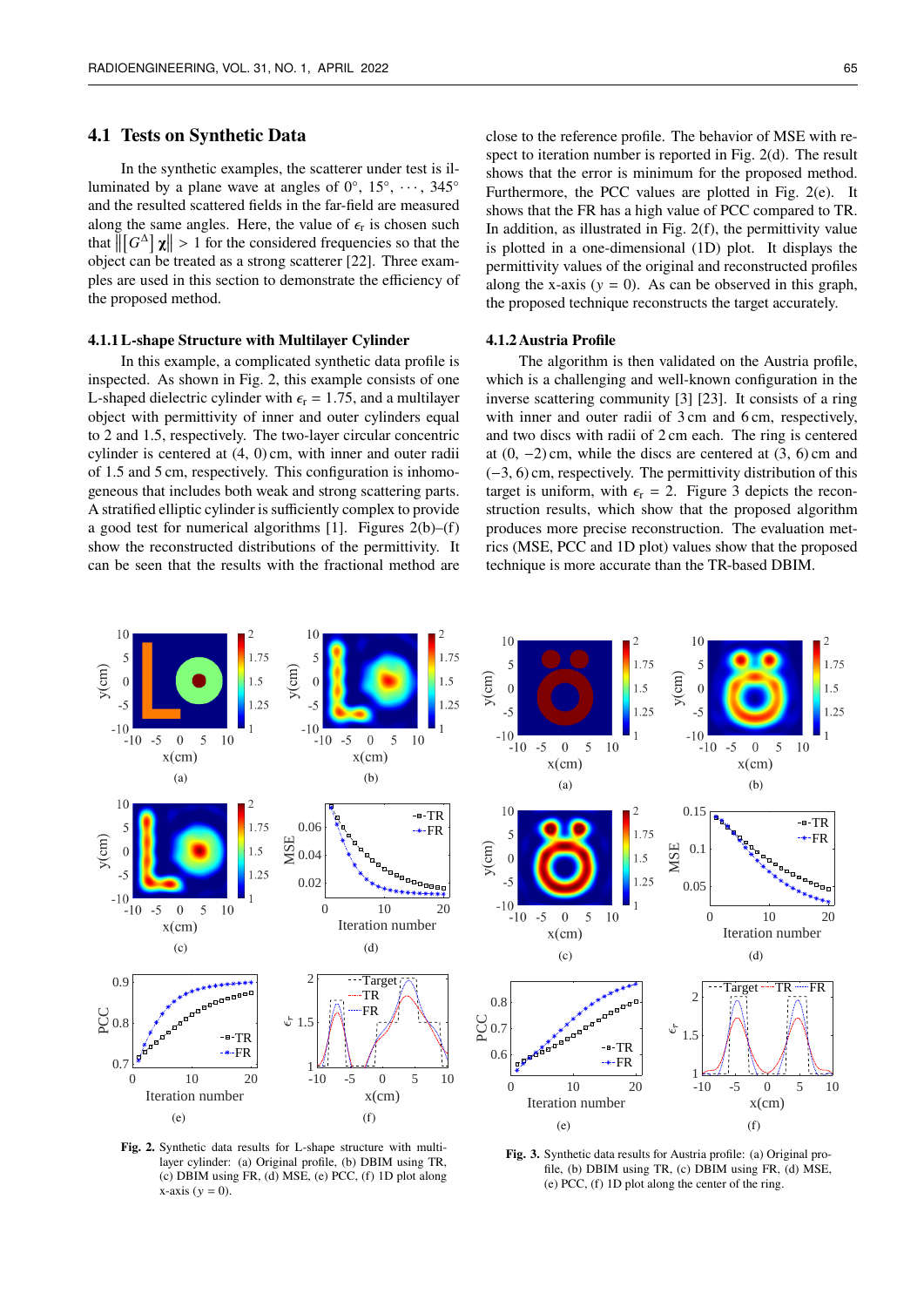### 4.1 Tests on Synthetic Data

In the synthetic examples, the scatterer under test is illuminated by a plane wave at angles of 0°, 15°, ⋯, 345° and the resulted scattered fields in the far-field are measured along the same angles. Here, the value of $\epsilon_r$ is chosen such that $\left\|\left[G^{\Delta}\right]\chi\right\| > 1$ for the considered frequencies so that the object can be treated as a strong scatterer [22]. Three examples are used in this section to demonstrate the efficiency of the proposed method.

#### 4.1.1 L-shape Structure with Multilayer Cylinder

In this example, a complicated synthetic data profile is inspected. As shown in Fig. 2, this example consists of one L-shaped dielectric cylinder with $\epsilon_r = 1.75$, and a multilayer object with permittivity of inner and outer cylinders equal to 2 and 1.5, respectively. The two-layer circular concentric cylinder is centered at (4, 0) cm, with inner and outer radii of 1.5 and 5 cm, respectively. This configuration is inhomogeneous that includes both weak and strong scattering parts. A stratified elliptic cylinder is sufficiently complex to provide a good test for numerical algorithms [1]. Figures 2(b)–(f) show the reconstructed distributions of the permittivity. It can be seen that the results with the fractional method are close to the reference profile. The behavior of MSE with respect to iteration number is reported in Fig. 2(d). The result shows that the error is minimum for the proposed method. Furthermore, the PCC values are plotted in Fig. 2(e). It shows that the FR has a high value of PCC compared to TR. In addition, as illustrated in Fig. 2(f), the permittivity value is plotted in a one-dimensional (1D) plot. It displays the permittivity values of the original and reconstructed profiles along the x-axis ($y = 0$). As can be observed in this graph, the proposed technique reconstructs the target accurately.

#### 4.1.2 Austria Profile

The algorithm is then validated on the Austria profile, which is a challenging and well-known configuration in the inverse scattering community [3] [23]. It consists of a ring with inner and outer radii of 3 cm and 6 cm, respectively, and two discs with radii of 2 cm each. The ring is centered at (0, −2) cm, while the discs are centered at (3, 6) cm and (−3, 6) cm, respectively. The permittivity distribution of this target is uniform, with $\epsilon_r = 2$. Figure 3 depicts the reconstruction results, which show that the proposed algorithm produces more precise reconstruction. The evaluation metrics (MSE, PCC and 1D plot) values show that the proposed technique is more accurate than the TR-based DBIM.

**Fig. 2.** Synthetic data results for L-shape structure with multilayer cylinder: (a) Original profile, (b) DBIM using TR, (c) DBIM using FR, (d) MSE, (e) PCC, (f) 1D plot along x-axis ($y = 0$).

**Fig. 3.** Synthetic data results for Austria profile: (a) Original profile, (b) DBIM using TR, (c) DBIM using FR, (d) MSE, (e) PCC, (f) 1D plot along the center of the ring.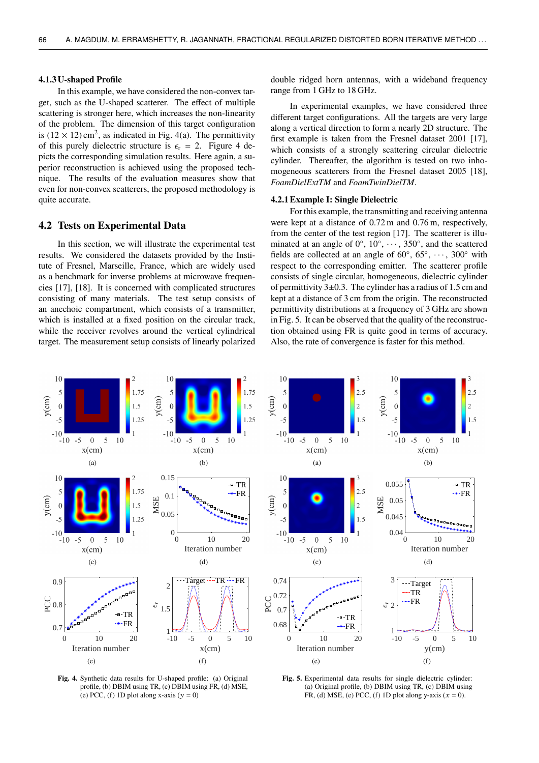#### 4.1.3 U-shaped Profile

In this example, we have considered the non-convex target, such as the U-shaped scatterer. The effect of multiple scattering is stronger here, which increases the non-linearity of the problem. The dimension of this target configuration is $(12 \times 12)\,\text{cm}^2$, as indicated in Fig. 4(a). The permittivity of this purely dielectric structure is $\epsilon_r = 2$. Figure 4 depicts the corresponding simulation results. Here again, a superior reconstruction is achieved using the proposed technique. The results of the evaluation measures show that even for non-convex scatterers, the proposed methodology is quite accurate.

## 4.2 Tests on Experimental Data

In this section, we will illustrate the experimental test results. We considered the datasets provided by the Institute of Fresnel, Marseille, France, which are widely used as a benchmark for inverse problems at microwave frequencies [17], [18]. It is concerned with complicated structures consisting of many materials. The test setup consists of an anechoic compartment, which consists of a transmitter, which is installed at a fixed position on the circular track, while the receiver revolves around the vertical cylindrical target. The measurement setup consists of linearly polarized double ridged horn antennas, with a wideband frequency range from 1 GHz to 18 GHz.

In experimental examples, we have considered three different target configurations. All the targets are very large along a vertical direction to form a nearly 2D structure. The first example is taken from the Fresnel dataset 2001 [17], which consists of a strongly scattering circular dielectric cylinder. Thereafter, the algorithm is tested on two inhomogeneous scatterers from the Fresnel dataset 2005 [18], *FoamDielExtTM* and *FoamTwinDielTM*.

#### 4.2.1 Example I: Single Dielectric

For this example, the transmitting and receiving antenna were kept at a distance of 0.72 m and 0.76 m, respectively, from the center of the test region [17]. The scatterer is illuminated at an angle of $0°$, $10°$, $\cdots$, $350°$, and the scattered fields are collected at an angle of $60°$, $65°$, $\cdots$, $300°$ with respect to the corresponding emitter. The scatterer profile consists of single circular, homogeneous, dielectric cylinder of permittivity $3\pm0.3$. The cylinder has a radius of 1.5 cm and kept at a distance of 3 cm from the origin. The reconstructed permittivity distributions at a frequency of 3 GHz are shown in Fig. 5. It can be observed that the quality of the reconstruction obtained using FR is quite good in terms of accuracy. Also, the rate of convergence is faster for this method.

**Fig. 4.** Synthetic data results for U-shaped profile: (a) Original profile, (b) DBIM using TR, (c) DBIM using FR, (d) MSE, (e) PCC, (f) 1D plot along x-axis ($y = 0$)

**Fig. 5.** Experimental data results for single dielectric cylinder: (a) Original profile, (b) DBIM using TR, (c) DBIM using FR, (d) MSE, (e) PCC, (f) 1D plot along y-axis ($x = 0$).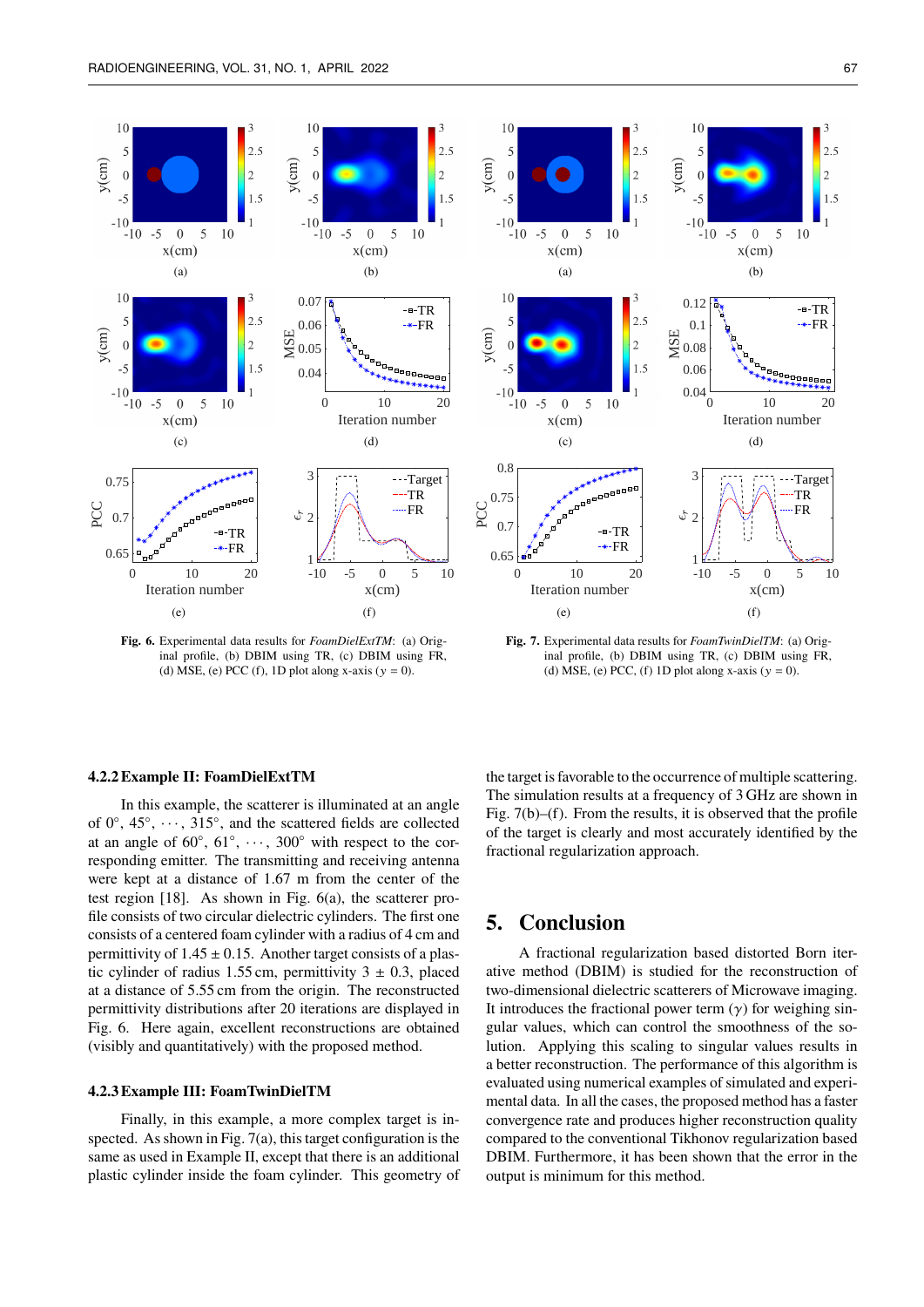**Fig. 6.** Experimental data results for *FoamDielExtTM*: (a) Original profile, (b) DBIM using TR, (c) DBIM using FR, (d) MSE, (e) PCC (f), 1D plot along x-axis ($y = 0$).

**Fig. 7.** Experimental data results for *FoamTwinDielTM*: (a) Original profile, (b) DBIM using TR, (c) DBIM using FR, (d) MSE, (e) PCC, (f) 1D plot along x-axis ($y = 0$).

#### 4.2.2 Example II: FoamDielExtTM

In this example, the scatterer is illuminated at an angle of $0°, 45°, \cdots, 315°$, and the scattered fields are collected at an angle of $60°, 61°, \cdots, 300°$ with respect to the corresponding emitter. The transmitting and receiving antenna were kept at a distance of 1.67 m from the center of the test region [18]. As shown in Fig. 6(a), the scatterer profile consists of two circular dielectric cylinders. The first one consists of a centered foam cylinder with a radius of 4 cm and permittivity of $1.45 \pm 0.15$. Another target consists of a plastic cylinder of radius 1.55 cm, permittivity $3 \pm 0.3$, placed at a distance of 5.55 cm from the origin. The reconstructed permittivity distributions after 20 iterations are displayed in Fig. 6. Here again, excellent reconstructions are obtained (visibly and quantitatively) with the proposed method.

#### 4.2.3 Example III: FoamTwinDielTM

Finally, in this example, a more complex target is inspected. As shown in Fig. 7(a), this target configuration is the same as used in Example II, except that there is an additional plastic cylinder inside the foam cylinder. This geometry of the target is favorable to the occurrence of multiple scattering. The simulation results at a frequency of 3 GHz are shown in Fig. 7(b)–(f). From the results, it is observed that the profile of the target is clearly and most accurately identified by the fractional regularization approach.

## 5. Conclusion

A fractional regularization based distorted Born iterative method (DBIM) is studied for the reconstruction of two-dimensional dielectric scatterers of Microwave imaging. It introduces the fractional power term ($\gamma$) for weighing singular values, which can control the smoothness of the solution. Applying this scaling to singular values results in a better reconstruction. The performance of this algorithm is evaluated using numerical examples of simulated and experimental data. In all the cases, the proposed method has a faster convergence rate and produces higher reconstruction quality compared to the conventional Tikhonov regularization based DBIM. Furthermore, it has been shown that the error in the output is minimum for this method.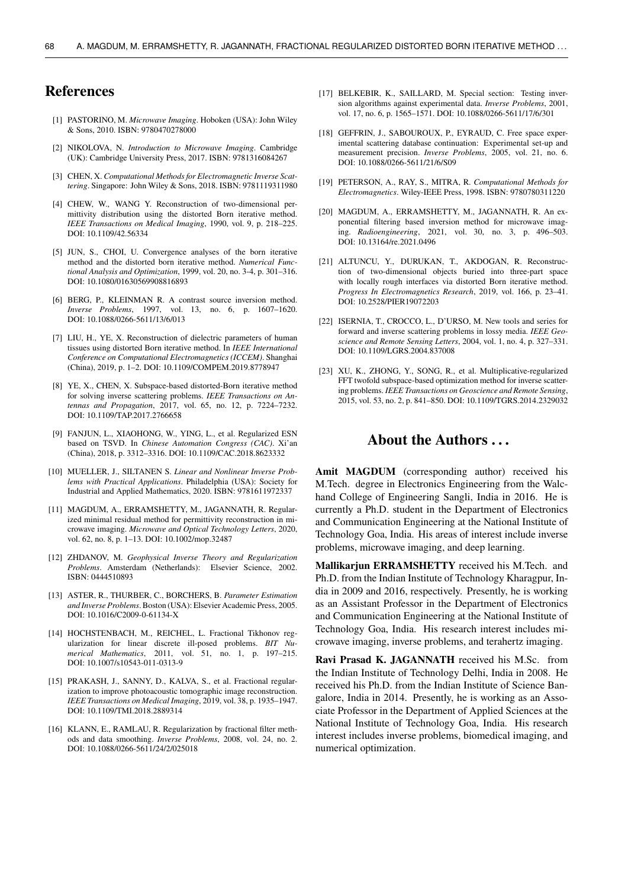## References

[1] PASTORINO, M. *Microwave Imaging*. Hoboken (USA): John Wiley & Sons, 2010. ISBN: 9780470278000

[2] NIKOLOVA, N. *Introduction to Microwave Imaging*. Cambridge (UK): Cambridge University Press, 2017. ISBN: 9781316084267

[3] CHEN, X. *Computational Methods for Electromagnetic Inverse Scattering*. Singapore: John Wiley & Sons, 2018. ISBN: 9781119311980

[4] CHEW, W., WANG Y. Reconstruction of two-dimensional permittivity distribution using the distorted Born iterative method. *IEEE Transactions on Medical Imaging*, 1990, vol. 9, p. 218–225. DOI: 10.1109/42.56334

[5] JUN, S., CHOI, U. Convergence analyses of the born iterative method and the distorted born iterative method. *Numerical Functional Analysis and Optimization*, 1999, vol. 20, no. 3-4, p. 301–316. DOI: 10.1080/01630569908816893

[6] BERG, P., KLEINMAN R. A contrast source inversion method. *Inverse Problems*, 1997, vol. 13, no. 6, p. 1607–1620. DOI: 10.1088/0266-5611/13/6/013

[7] LIU, H., YE, X. Reconstruction of dielectric parameters of human tissues using distorted Born iterative method. In *IEEE International Conference on Computational Electromagnetics (ICCEM)*. Shanghai (China), 2019, p. 1–2. DOI: 10.1109/COMPEM.2019.8778947

[8] YE, X., CHEN, X. Subspace-based distorted-Born iterative method for solving inverse scattering problems. *IEEE Transactions on Antennas and Propagation*, 2017, vol. 65, no. 12, p. 7224–7232. DOI: 10.1109/TAP.2017.2766658

[9] FANJUN, L., XIAOHONG, W., YING, L., et al. Regularized ESN based on TSVD. In *Chinese Automation Congress (CAC)*. Xi'an (China), 2018, p. 3312–3316. DOI: 10.1109/CAC.2018.8623332

[10] MUELLER, J., SILTANEN S. *Linear and Nonlinear Inverse Problems with Practical Applications*. Philadelphia (USA): Society for Industrial and Applied Mathematics, 2020. ISBN: 9781611972337

[11] MAGDUM, A., ERRAMSHETTY, M., JAGANNATH, R. Regularized minimal residual method for permittivity reconstruction in microwave imaging. *Microwave and Optical Technology Letters*, 2020, vol. 62, no. 8, p. 1–13. DOI: 10.1002/mop.32487

[12] ZHDANOV, M. *Geophysical Inverse Theory and Regularization Problems*. Amsterdam (Netherlands): Elsevier Science, 2002. ISBN: 0444510893

[13] ASTER, R., THURBER, C., BORCHERS, B. *Parameter Estimation and Inverse Problems*. Boston (USA): Elsevier Academic Press, 2005. DOI: 10.1016/C2009-0-61134-X

[14] HOCHSTENBACH, M., REICHEL, L. Fractional Tikhonov regularization for linear discrete ill-posed problems. *BIT Numerical Mathematics*, 2011, vol. 51, no. 1, p. 197–215. DOI: 10.1007/s10543-011-0313-9

[15] PRAKASH, J., SANNY, D., KALVA, S., et al. Fractional regularization to improve photoacoustic tomographic image reconstruction. *IEEE Transactions on Medical Imaging*, 2019, vol. 38, p. 1935–1947. DOI: 10.1109/TMI.2018.2889314

[16] KLANN, E., RAMLAU, R. Regularization by fractional filter methods and data smoothing. *Inverse Problems*, 2008, vol. 24, no. 2. DOI: 10.1088/0266-5611/24/2/025018

[17] BELKEBIR, K., SAILLARD, M. Special section: Testing inversion algorithms against experimental data. *Inverse Problems*, 2001, vol. 17, no. 6, p. 1565–1571. DOI: 10.1088/0266-5611/17/6/301

[18] GEFFRIN, J., SABOUROUX, P., EYRAUD, C. Free space experimental scattering database continuation: Experimental set-up and measurement precision. *Inverse Problems*, 2005, vol. 21, no. 6. DOI: 10.1088/0266-5611/21/6/S09

[19] PETERSON, A., RAY, S., MITRA, R. *Computational Methods for Electromagnetics*. Wiley-IEEE Press, 1998. ISBN: 9780780311220

[20] MAGDUM, A., ERRAMSHETTY, M., JAGANNATH, R. An exponential filtering based inversion method for microwave imaging. *Radioengineering*, 2021, vol. 30, no. 3, p. 496–503. DOI: 10.13164/re.2021.0496

[21] ALTUNCU, Y., DURUKAN, T., AKDOGAN, R. Reconstruction of two-dimensional objects buried into three-part space with locally rough interfaces via distorted Born iterative method. *Progress In Electromagnetics Research*, 2019, vol. 166, p. 23–41. DOI: 10.2528/PIER19072203

[22] ISERNIA, T., CROCCO, L., D'URSO, M. New tools and series for forward and inverse scattering problems in lossy media. *IEEE Geoscience and Remote Sensing Letters*, 2004, vol. 1, no. 4, p. 327–331. DOI: 10.1109/LGRS.2004.837008

[23] XU, K., ZHONG, Y., SONG, R., et al. Multiplicative-regularized FFT twofold subspace-based optimization method for inverse scattering problems. *IEEE Transactions on Geoscience and Remote Sensing*, 2015, vol. 53, no. 2, p. 841–850. DOI: 10.1109/TGRS.2014.2329032

## About the Authors ...

**Amit MAGDUM** (corresponding author) received his M.Tech. degree in Electronics Engineering from the Walchand College of Engineering Sangli, India in 2016. He is currently a Ph.D. student in the Department of Electronics and Communication Engineering at the National Institute of Technology Goa, India. His areas of interest include inverse problems, microwave imaging, and deep learning.

**Mallikarjun ERRAMSHETTY** received his M.Tech. and Ph.D. from the Indian Institute of Technology Kharagpur, India in 2009 and 2016, respectively. Presently, he is working as an Assistant Professor in the Department of Electronics and Communication Engineering at the National Institute of Technology Goa, India. His research interest includes microwave imaging, inverse problems, and terahertz imaging.

**Ravi Prasad K. JAGANNATH** received his M.Sc. from the Indian Institute of Technology Delhi, India in 2008. He received his Ph.D. from the Indian Institute of Science Bangalore, India in 2014. Presently, he is working as an Associate Professor in the Department of Applied Sciences at the National Institute of Technology Goa, India. His research interest includes inverse problems, biomedical imaging, and numerical optimization.